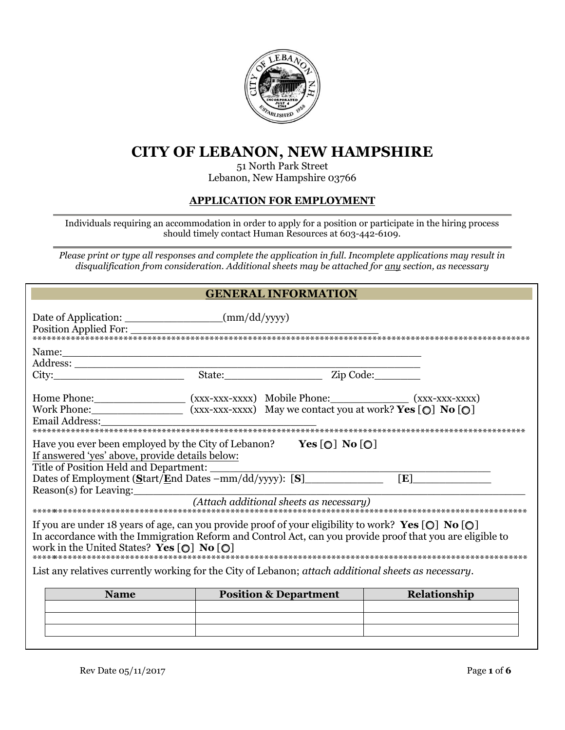# CITY OF LEBANON, NEW HAMPSHIRE

51 North Park Street
Lebanon, New Hampshire 03766

## APPLICATION FOR EMPLOYMENT

Individuals requiring an accommodation in order to apply for a position or participate in the hiring process should timely contact Human Resources at 603-442-6109.

*Please print or type all responses and complete the application in full. Incomplete applications may result in disqualification from consideration. Additional sheets may be attached for any section, as necessary*

### GENERAL INFORMATION

Date of Application: _______________(mm/dd/yyyy)
Position Applied For: ________________________________________

*****************************************************************************************************

Name:_____________________________________________________
Address: ___________________________________________________
City:_____________________ State:_______________ Zip Code:________

Home Phone:______________ (xxx-xxx-xxxx) Mobile Phone:_____________ (xxx-xxx-xxxx)
Work Phone:______________ (xxx-xxx-xxxx) May we contact you at work? **Yes** [ ] **No** [ ]
Email Address:___________________________________

*****************************************************************************************************

Have you ever been employed by the City of Lebanon? **Yes** [ ] **No** [ ]
If answered 'yes' above, provide details below:
Title of Position Held and Department: ____________________________________
Dates of Employment (**S**tart/**E**nd Dates –mm/dd/yyyy): [**S**]____________ [**E**]____________
Reason(s) for Leaving:_______________________________________________________

*(Attach additional sheets as necessary)*

*****************************************************************************************************

If you are under 18 years of age, can you provide proof of your eligibility to work? **Yes** [ ] **No** [ ]
In accordance with the Immigration Reform and Control Act, can you provide proof that you are eligible to work in the United States? **Yes** [ ] **No** [ ]

*****************************************************************************************************

List any relatives currently working for the City of Lebanon; *attach additional sheets as necessary*.

| Name | Position & Department | Relationship |
|---|---|---|
| | | |
| | | |
| | | |

Rev Date 05/11/2017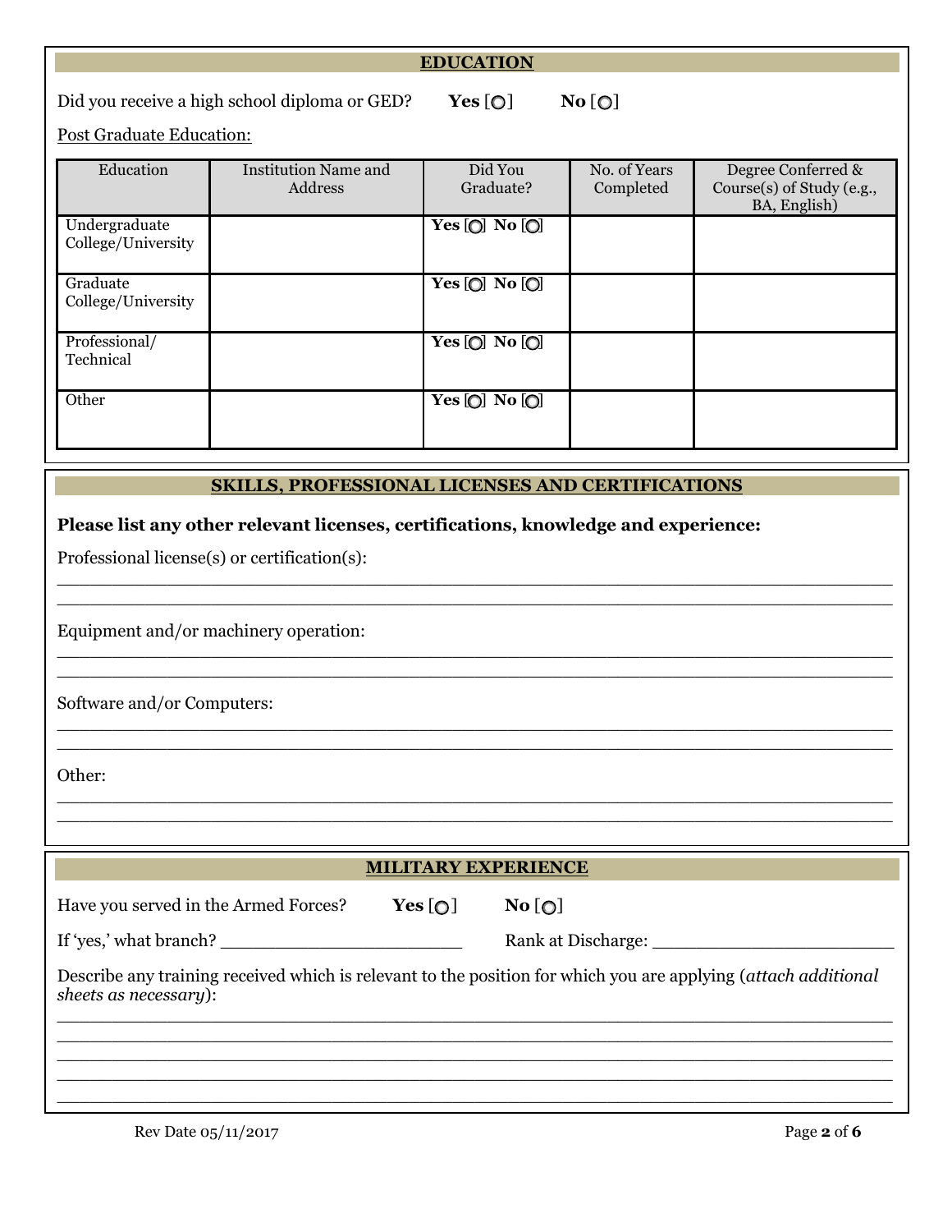## EDUCATION

Did you receive a high school diploma or GED? **Yes** [◯] **No** [◯]

Post Graduate Education:

| Education | Institution Name and Address | Did You Graduate? | No. of Years Completed | Degree Conferred & Course(s) of Study (e.g., BA, English) |
|---|---|---|---|---|
| Undergraduate College/University | | **Yes** [◯] **No** [◯] | | |
| Graduate College/University | | **Yes** [◯] **No** [◯] | | |
| Professional/ Technical | | **Yes** [◯] **No** [◯] | | |
| Other | | **Yes** [◯] **No** [◯] | | |

## SKILLS, PROFESSIONAL LICENSES AND CERTIFICATIONS

**Please list any other relevant licenses, certifications, knowledge and experience:**

Professional license(s) or certification(s):

______________________________________________________________________________

______________________________________________________________________________

Equipment and/or machinery operation:

______________________________________________________________________________

______________________________________________________________________________

Software and/or Computers:

______________________________________________________________________________

______________________________________________________________________________

Other:

______________________________________________________________________________

______________________________________________________________________________

## MILITARY EXPERIENCE

Have you served in the Armed Forces? **Yes** [◯] **No** [◯]

If 'yes,' what branch? ______________________ Rank at Discharge: ______________________

Describe any training received which is relevant to the position for which you are applying (*attach additional sheets as necessary*):

______________________________________________________________________________

______________________________________________________________________________

______________________________________________________________________________

______________________________________________________________________________

______________________________________________________________________________

Rev Date 05/11/2017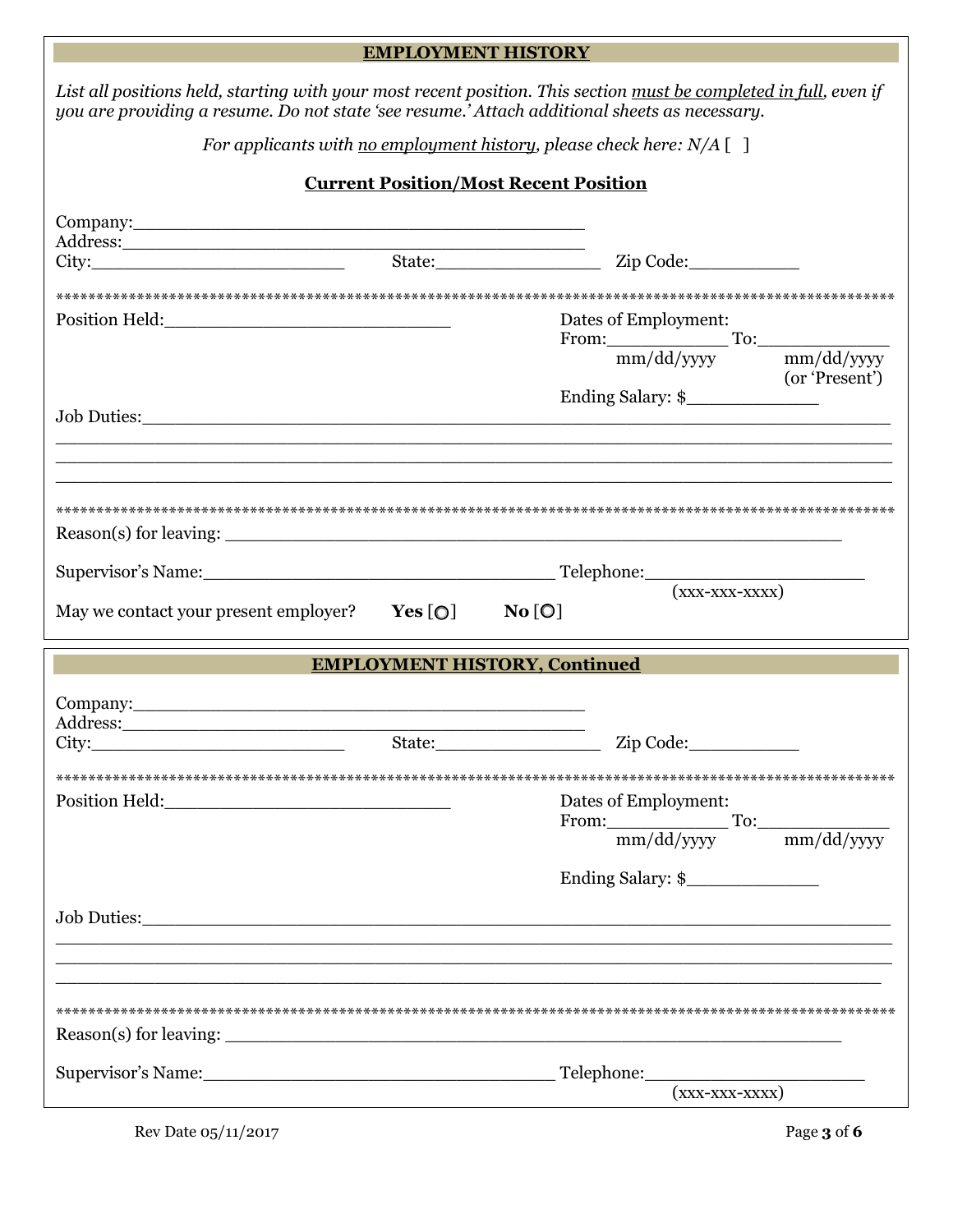## EMPLOYMENT HISTORY

*List all positions held, starting with your most recent position. This section must be completed in full, even if you are providing a resume. Do not state 'see resume.' Attach additional sheets as necessary.*

*For applicants with no employment history, please check here: N/A* [ ]

### Current Position/Most Recent Position

Company:___________________________________________
Address:___________________________________________
City:________________________ State:________________ Zip Code:__________

**************************************************************************************************************

Position Held:___________________________

Dates of Employment:
From:___________ To:____________
mm/dd/yyyy mm/dd/yyyy (or 'Present')

Ending Salary: $____________

Job Duties:_____________________________________________________________________
_______________________________________________________________________________
_______________________________________________________________________________
_______________________________________________________________________________

**************************************************************************************************************

Reason(s) for leaving: __________________________________________________________

Supervisor's Name:_________________________________ Telephone:_____________________
(xxx-xxx-xxxx)

May we contact your present employer? **Yes** [ ] **No** [ ]

## EMPLOYMENT HISTORY, Continued

Company:___________________________________________
Address:___________________________________________
City:________________________ State:________________ Zip Code:__________

**************************************************************************************************************

Position Held:___________________________

Dates of Employment:
From:___________ To:____________
mm/dd/yyyy mm/dd/yyyy

Ending Salary: $____________

Job Duties:_____________________________________________________________________
_______________________________________________________________________________
_______________________________________________________________________________
_______________________________________________________________________________

**************************************************************************************************************

Reason(s) for leaving: __________________________________________________________

Supervisor's Name:_________________________________ Telephone:_____________________
(xxx-xxx-xxxx)

Rev Date 05/11/2017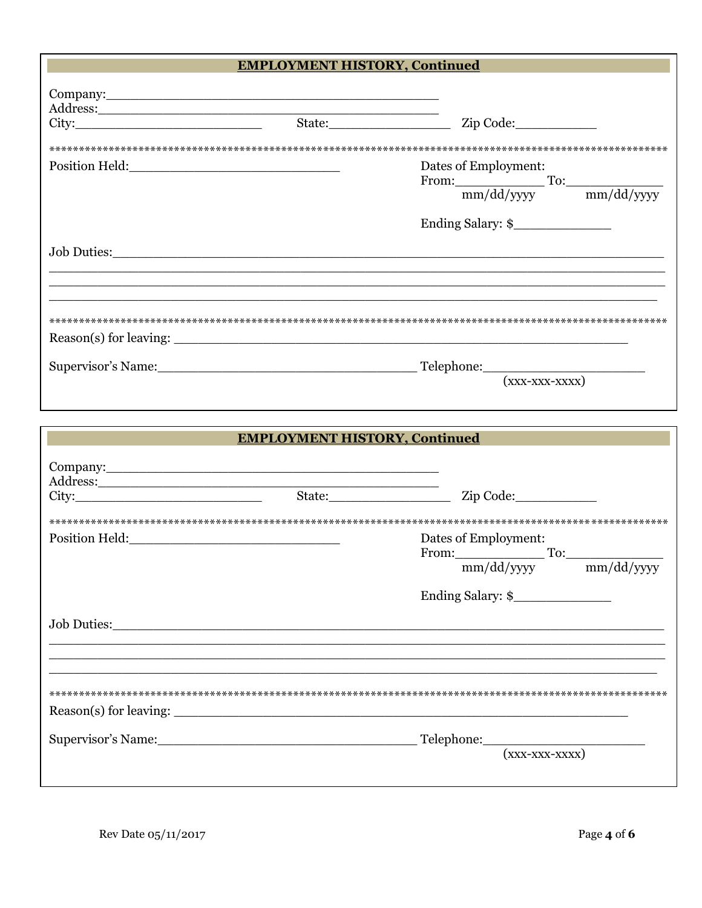## EMPLOYMENT HISTORY, Continued

Company:___________________________________________

Address:___________________________________________

City:_________________________ State:________________ Zip Code:___________

****************************************************************************************************

Position Held:___________________________ Dates of Employment:

From:___________ To:____________
mm/dd/yyyy mm/dd/yyyy

Ending Salary: $_____________

Job Duties:_______________________________________________________________________

___________________________________________________________________________________

___________________________________________________________________________________

___________________________________________________________________________________

****************************************************************************************************

Reason(s) for leaving: ___________________________________________________________

Supervisor's Name:_________________________________ Telephone:____________________
(xxx-xxx-xxxx)

## EMPLOYMENT HISTORY, Continued

Company:___________________________________________

Address:___________________________________________

City:_________________________ State:________________ Zip Code:___________

****************************************************************************************************

Position Held:___________________________ Dates of Employment:

From:___________ To:____________
mm/dd/yyyy mm/dd/yyyy

Ending Salary: $_____________

Job Duties:_______________________________________________________________________

___________________________________________________________________________________

___________________________________________________________________________________

___________________________________________________________________________________

****************************************************************************************************

Reason(s) for leaving: ___________________________________________________________

Supervisor's Name:_________________________________ Telephone:____________________
(xxx-xxx-xxxx)

Rev Date 05/11/2017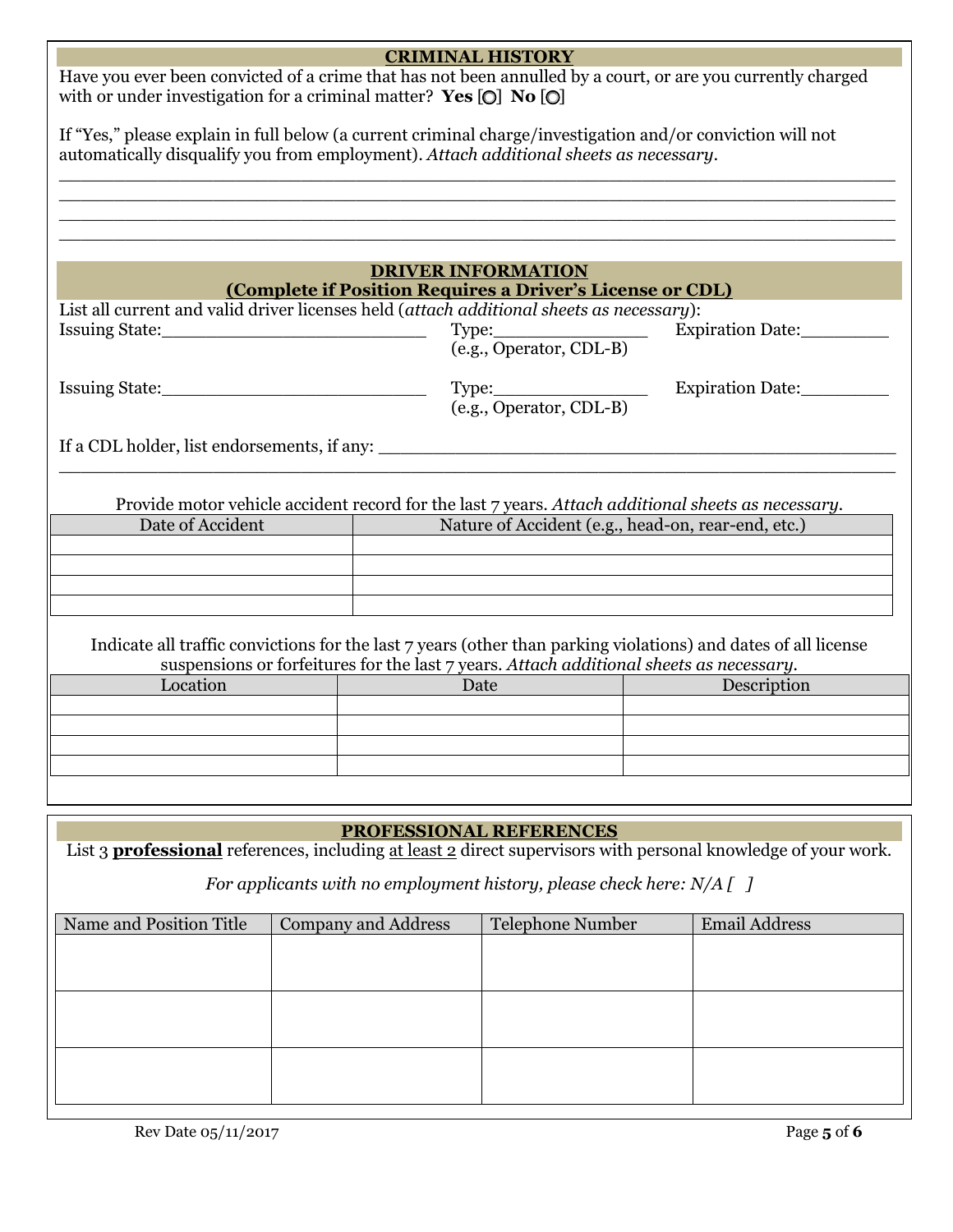## CRIMINAL HISTORY

Have you ever been convicted of a crime that has not been annulled by a court, or are you currently charged with or under investigation for a criminal matter? **Yes** [ ] **No** [ ]

If "Yes," please explain in full below (a current criminal charge/investigation and/or conviction will not automatically disqualify you from employment). *Attach additional sheets as necessary.*

\_\_\_\_\_\_\_\_\_\_\_\_\_\_\_\_\_\_\_\_\_\_\_\_\_\_\_\_\_\_\_\_\_\_\_\_\_\_\_\_\_\_\_\_\_\_\_\_\_\_\_\_\_\_\_\_\_\_\_\_\_\_\_\_\_\_\_\_\_\_\_\_\_\_\_\_

\_\_\_\_\_\_\_\_\_\_\_\_\_\_\_\_\_\_\_\_\_\_\_\_\_\_\_\_\_\_\_\_\_\_\_\_\_\_\_\_\_\_\_\_\_\_\_\_\_\_\_\_\_\_\_\_\_\_\_\_\_\_\_\_\_\_\_\_\_\_\_\_\_\_\_\_

\_\_\_\_\_\_\_\_\_\_\_\_\_\_\_\_\_\_\_\_\_\_\_\_\_\_\_\_\_\_\_\_\_\_\_\_\_\_\_\_\_\_\_\_\_\_\_\_\_\_\_\_\_\_\_\_\_\_\_\_\_\_\_\_\_\_\_\_\_\_\_\_\_\_\_\_

\_\_\_\_\_\_\_\_\_\_\_\_\_\_\_\_\_\_\_\_\_\_\_\_\_\_\_\_\_\_\_\_\_\_\_\_\_\_\_\_\_\_\_\_\_\_\_\_\_\_\_\_\_\_\_\_\_\_\_\_\_\_\_\_\_\_\_\_\_\_\_\_\_\_\_\_

## DRIVER INFORMATION
## (Complete if Position Requires a Driver's License or CDL)

List all current and valid driver licenses held (*attach additional sheets as necessary*):

Issuing State:\_\_\_\_\_\_\_\_\_\_\_\_\_\_\_\_\_\_\_\_\_\_\_\_\_ Type:\_\_\_\_\_\_\_\_\_\_\_\_\_\_\_ (e.g., Operator, CDL-B) Expiration Date:\_\_\_\_\_\_\_\_

Issuing State:\_\_\_\_\_\_\_\_\_\_\_\_\_\_\_\_\_\_\_\_\_\_\_\_\_ Type:\_\_\_\_\_\_\_\_\_\_\_\_\_\_\_ (e.g., Operator, CDL-B) Expiration Date:\_\_\_\_\_\_\_\_

If a CDL holder, list endorsements, if any: \_\_\_\_\_\_\_\_\_\_\_\_\_\_\_\_\_\_\_\_\_\_\_\_\_\_\_\_\_\_\_\_\_\_\_\_\_\_\_\_\_\_\_\_\_\_\_\_

\_\_\_\_\_\_\_\_\_\_\_\_\_\_\_\_\_\_\_\_\_\_\_\_\_\_\_\_\_\_\_\_\_\_\_\_\_\_\_\_\_\_\_\_\_\_\_\_\_\_\_\_\_\_\_\_\_\_\_\_\_\_\_\_\_\_\_\_\_\_\_\_\_\_\_\_

Provide motor vehicle accident record for the last 7 years. *Attach additional sheets as necessary.*

| Date of Accident | Nature of Accident (e.g., head-on, rear-end, etc.) |
|---|---|
| | |
| | |
| | |
| | |

Indicate all traffic convictions for the last 7 years (other than parking violations) and dates of all license suspensions or forfeitures for the last 7 years. *Attach additional sheets as necessary.*

| Location | Date | Description |
|---|---|---|
| | | |
| | | |
| | | |
| | | |

## PROFESSIONAL REFERENCES

List 3 **professional** references, including at least 2 direct supervisors with personal knowledge of your work.

*For applicants with no employment history, please check here: N/A [ ]*

| Name and Position Title | Company and Address | Telephone Number | Email Address |
|---|---|---|---|
| | | | |
| | | | |
| | | | |

Rev Date 05/11/2017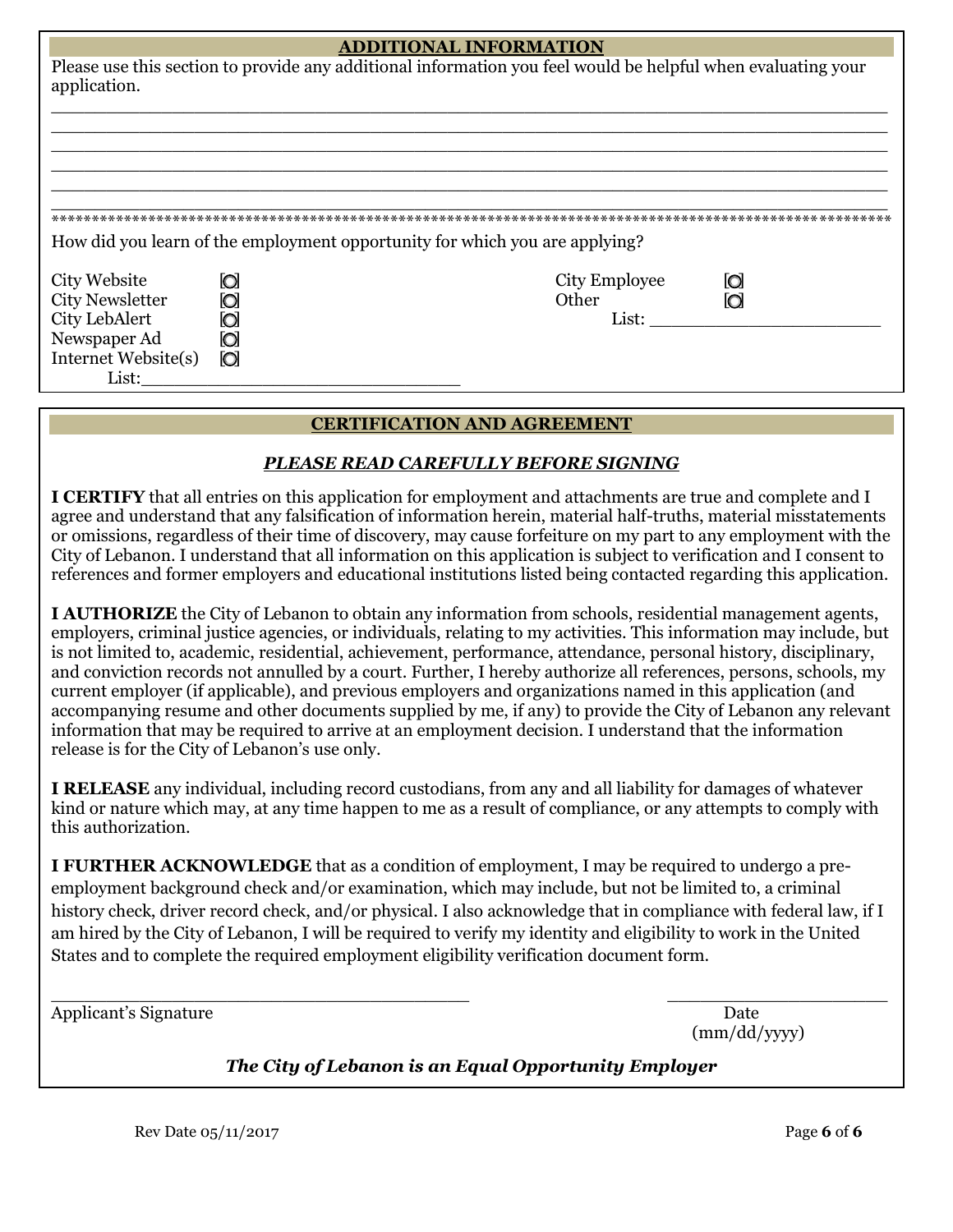## ADDITIONAL INFORMATION

Please use this section to provide any additional information you feel would be helpful when evaluating your application.

______________________________________________________________________________
______________________________________________________________________________
______________________________________________________________________________
______________________________________________________________________________
______________________________________________________________________________
______________________________________________________________________________

*****************************************************************************************************************

How did you learn of the employment opportunity for which you are applying?

| | | | |
|---|---|---|---|
| City Website | ☐ | City Employee | ☐ |
| City Newsletter | ☐ | Other | ☐ |
| City LebAlert | ☐ | List: ____________________ | |
| Newspaper Ad | ☐ | | |
| Internet Website(s) | ☐ | | |
| List: ____________________________ | | | |

## CERTIFICATION AND AGREEMENT

***PLEASE READ CAREFULLY BEFORE SIGNING***

**I CERTIFY** that all entries on this application for employment and attachments are true and complete and I agree and understand that any falsification of information herein, material half-truths, material misstatements or omissions, regardless of their time of discovery, may cause forfeiture on my part to any employment with the City of Lebanon. I understand that all information on this application is subject to verification and I consent to references and former employers and educational institutions listed being contacted regarding this application.

**I AUTHORIZE** the City of Lebanon to obtain any information from schools, residential management agents, employers, criminal justice agencies, or individuals, relating to my activities. This information may include, but is not limited to, academic, residential, achievement, performance, attendance, personal history, disciplinary, and conviction records not annulled by a court. Further, I hereby authorize all references, persons, schools, my current employer (if applicable), and previous employers and organizations named in this application (and accompanying resume and other documents supplied by me, if any) to provide the City of Lebanon any relevant information that may be required to arrive at an employment decision. I understand that the information release is for the City of Lebanon's use only.

**I RELEASE** any individual, including record custodians, from any and all liability for damages of whatever kind or nature which may, at any time happen to me as a result of compliance, or any attempts to comply with this authorization.

**I FURTHER ACKNOWLEDGE** that as a condition of employment, I may be required to undergo a pre-employment background check and/or examination, which may include, but not be limited to, a criminal history check, driver record check, and/or physical. I also acknowledge that in compliance with federal law, if I am hired by the City of Lebanon, I will be required to verify my identity and eligibility to work in the United States and to complete the required employment eligibility verification document form.

_______________________________________ ____________________

Applicant's Signature Date (mm/dd/yyyy)

***The City of Lebanon is an Equal Opportunity Employer***

Rev Date 05/11/2017